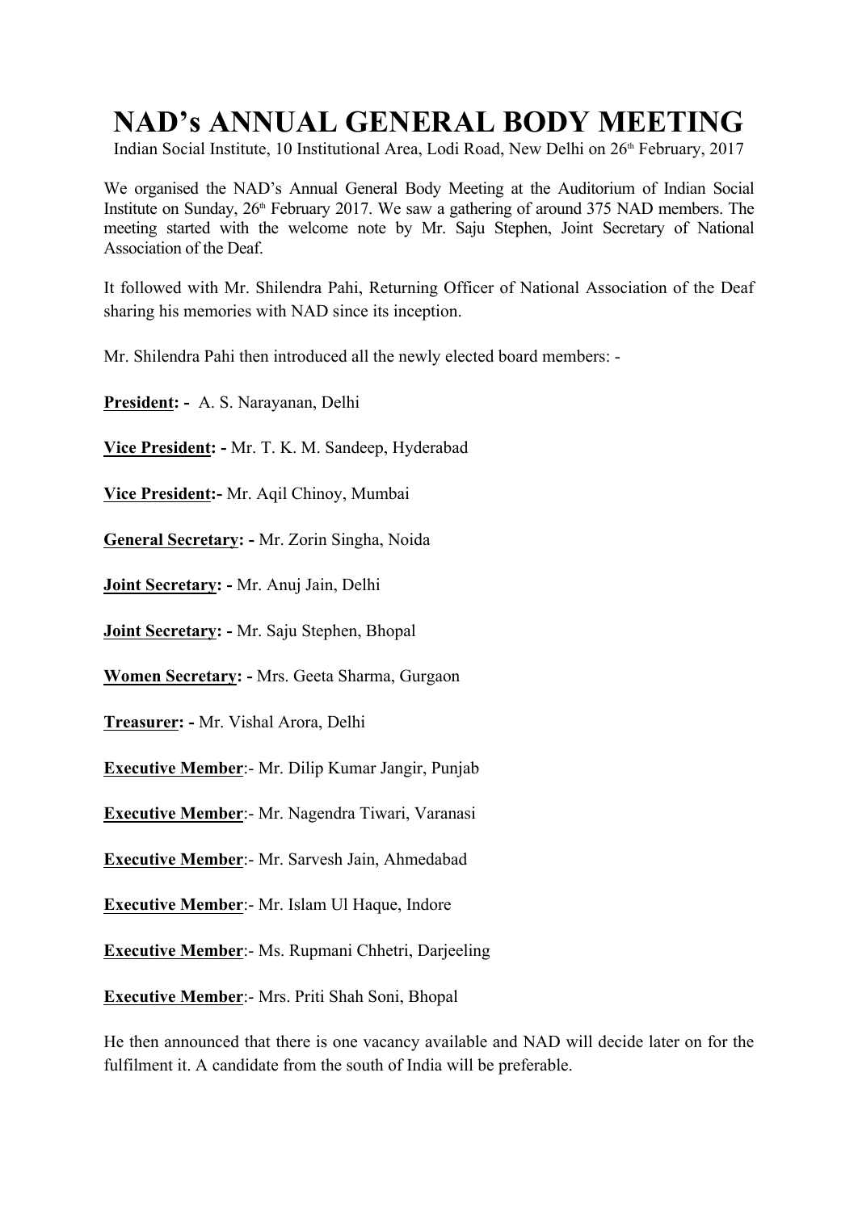# NAD's ANNUAL GENERAL BODY MEETING

Indian Social Institute, 10 Institutional Area, Lodi Road, New Delhi on 26th February, 2017

We organised the NAD's Annual General Body Meeting at the Auditorium of Indian Social Institute on Sunday, 26th February 2017. We saw a gathering of around 375 NAD members. The meeting started with the welcome note by Mr. Saju Stephen, Joint Secretary of National Association of the Deaf.

It followed with Mr. Shilendra Pahi, Returning Officer of National Association of the Deaf sharing his memories with NAD since its inception.

Mr. Shilendra Pahi then introduced all the newly elected board members: -

**President: -** A. S. Narayanan, Delhi

**Vice President: -** Mr. T. K. M. Sandeep, Hyderabad

**Vice President:-** Mr. Aqil Chinoy, Mumbai

**General Secretary: -** Mr. Zorin Singha, Noida

**Joint Secretary: -** Mr. Anuj Jain, Delhi

**Joint Secretary: -** Mr. Saju Stephen, Bhopal

**Women Secretary: -** Mrs. Geeta Sharma, Gurgaon

**Treasurer: -** Mr. Vishal Arora, Delhi

**Executive Member**:- Mr. Dilip Kumar Jangir, Punjab

**Executive Member**:- Mr. Nagendra Tiwari, Varanasi

**Executive Member**:- Mr. Sarvesh Jain, Ahmedabad

**Executive Member**:- Mr. Islam Ul Haque, Indore

**Executive Member**:- Ms. Rupmani Chhetri, Darjeeling

**Executive Member**:- Mrs. Priti Shah Soni, Bhopal

He then announced that there is one vacancy available and NAD will decide later on for the fulfilment it. A candidate from the south of India will be preferable.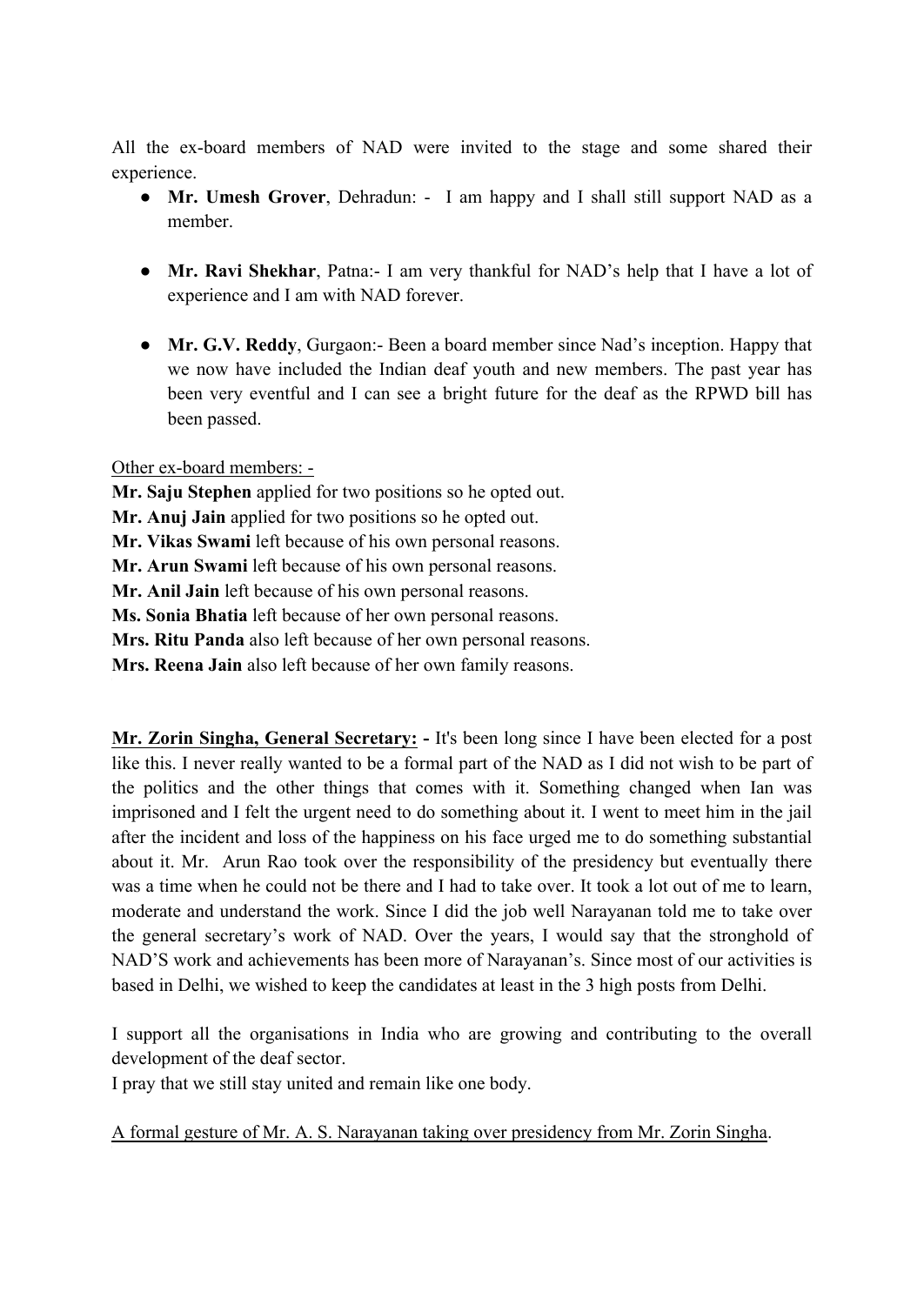All the ex-board members of NAD were invited to the stage and some shared their experience.

- **Mr. Umesh Grover**, Dehradun: - I am happy and I shall still support NAD as a member.

- **Mr. Ravi Shekhar**, Patna:- I am very thankful for NAD's help that I have a lot of experience and I am with NAD forever.

- **Mr. G.V. Reddy**, Gurgaon:- Been a board member since Nad's inception. Happy that we now have included the Indian deaf youth and new members. The past year has been very eventful and I can see a bright future for the deaf as the RPWD bill has been passed.

<u>Other ex-board members: -</u>

**Mr. Saju Stephen** applied for two positions so he opted out.
**Mr. Anuj Jain** applied for two positions so he opted out.
**Mr. Vikas Swami** left because of his own personal reasons.
**Mr. Arun Swami** left because of his own personal reasons.
**Mr. Anil Jain** left because of his own personal reasons.
**Ms. Sonia Bhatia** left because of her own personal reasons.
**Mrs. Ritu Panda** also left because of her own personal reasons.
**Mrs. Reena Jain** also left because of her own family reasons.

**<u>Mr. Zorin Singha, General Secretary:</u> -** It's been long since I have been elected for a post like this. I never really wanted to be a formal part of the NAD as I did not wish to be part of the politics and the other things that comes with it. Something changed when Ian was imprisoned and I felt the urgent need to do something about it. I went to meet him in the jail after the incident and loss of the happiness on his face urged me to do something substantial about it. Mr. Arun Rao took over the responsibility of the presidency but eventually there was a time when he could not be there and I had to take over. It took a lot out of me to learn, moderate and understand the work. Since I did the job well Narayanan told me to take over the general secretary's work of NAD. Over the years, I would say that the stronghold of NAD'S work and achievements has been more of Narayanan's. Since most of our activities is based in Delhi, we wished to keep the candidates at least in the 3 high posts from Delhi.

I support all the organisations in India who are growing and contributing to the overall development of the deaf sector.
I pray that we still stay united and remain like one body.

<u>A formal gesture of Mr. A. S. Narayanan taking over presidency from Mr. Zorin Singha</u>.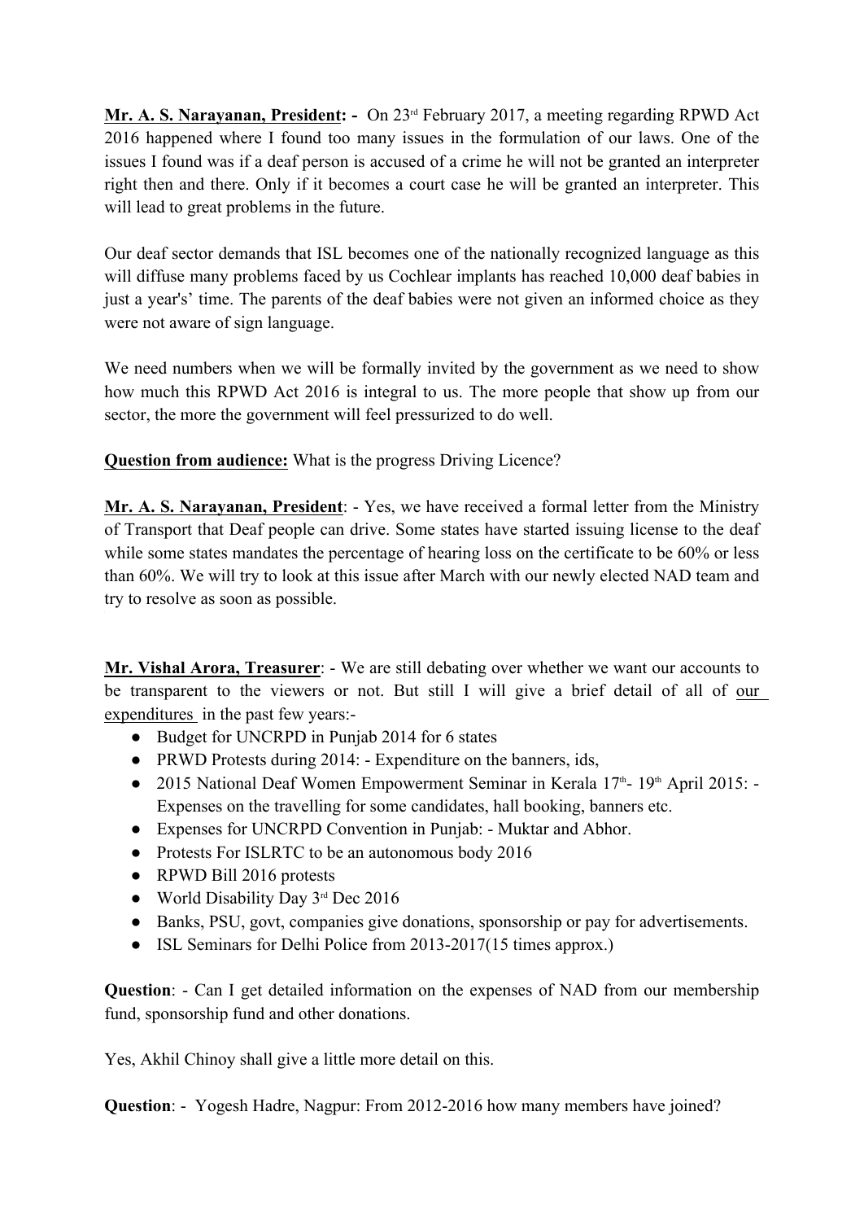**Mr. A. S. Narayanan, President: -** On 23rd February 2017, a meeting regarding RPWD Act 2016 happened where I found too many issues in the formulation of our laws. One of the issues I found was if a deaf person is accused of a crime he will not be granted an interpreter right then and there. Only if it becomes a court case he will be granted an interpreter. This will lead to great problems in the future.

Our deaf sector demands that ISL becomes one of the nationally recognized language as this will diffuse many problems faced by us Cochlear implants has reached 10,000 deaf babies in just a year's' time. The parents of the deaf babies were not given an informed choice as they were not aware of sign language.

We need numbers when we will be formally invited by the government as we need to show how much this RPWD Act 2016 is integral to us. The more people that show up from our sector, the more the government will feel pressurized to do well.

**Question from audience:** What is the progress Driving Licence?

**Mr. A. S. Narayanan, President**: - Yes, we have received a formal letter from the Ministry of Transport that Deaf people can drive. Some states have started issuing license to the deaf while some states mandates the percentage of hearing loss on the certificate to be 60% or less than 60%. We will try to look at this issue after March with our newly elected NAD team and try to resolve as soon as possible.

**Mr. Vishal Arora, Treasurer**: - We are still debating over whether we want our accounts to be transparent to the viewers or not. But still I will give a brief detail of all of our expenditures in the past few years:-

- Budget for UNCRPD in Punjab 2014 for 6 states
- PRWD Protests during 2014: - Expenditure on the banners, ids,
- 2015 National Deaf Women Empowerment Seminar in Kerala 17th- 19th April 2015: - Expenses on the travelling for some candidates, hall booking, banners etc.
- Expenses for UNCRPD Convention in Punjab: - Muktar and Abhor.
- Protests For ISLRTC to be an autonomous body 2016
- RPWD Bill 2016 protests
- World Disability Day 3rd Dec 2016
- Banks, PSU, govt, companies give donations, sponsorship or pay for advertisements.
- ISL Seminars for Delhi Police from 2013-2017(15 times approx.)

**Question**: - Can I get detailed information on the expenses of NAD from our membership fund, sponsorship fund and other donations.

Yes, Akhil Chinoy shall give a little more detail on this.

**Question**: - Yogesh Hadre, Nagpur: From 2012-2016 how many members have joined?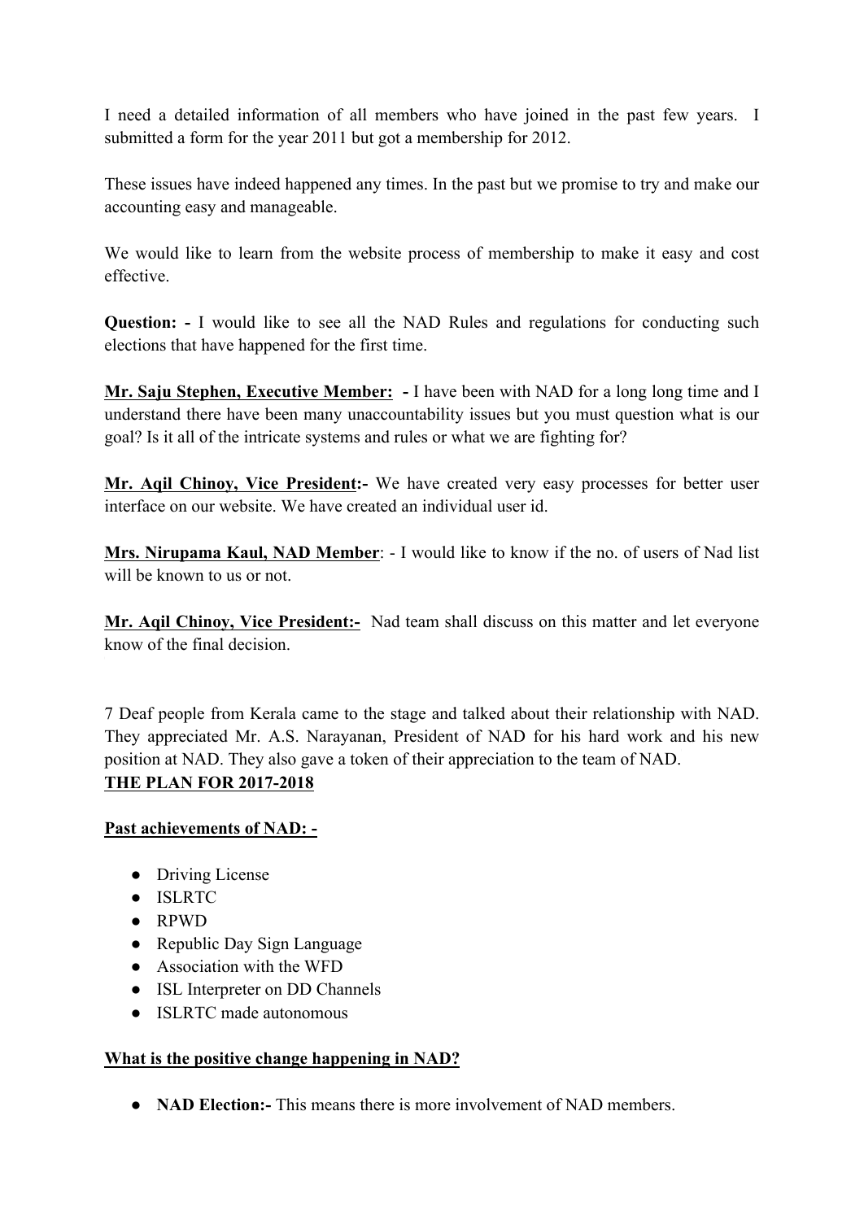I need a detailed information of all members who have joined in the past few years. I submitted a form for the year 2011 but got a membership for 2012.

These issues have indeed happened any times. In the past but we promise to try and make our accounting easy and manageable.

We would like to learn from the website process of membership to make it easy and cost effective.

**Question: -** I would like to see all the NAD Rules and regulations for conducting such elections that have happened for the first time.

**<u>Mr. Saju Stephen, Executive Member:</u> -** I have been with NAD for a long long time and I understand there have been many unaccountability issues but you must question what is our goal? Is it all of the intricate systems and rules or what we are fighting for?

**<u>Mr. Aqil Chinoy, Vice President</u>:-** We have created very easy processes for better user interface on our website. We have created an individual user id.

**<u>Mrs. Nirupama Kaul, NAD Member</u>**: - I would like to know if the no. of users of Nad list will be known to us or not.

**<u>Mr. Aqil Chinoy, Vice President:-</u>** Nad team shall discuss on this matter and let everyone know of the final decision.

7 Deaf people from Kerala came to the stage and talked about their relationship with NAD. They appreciated Mr. A.S. Narayanan, President of NAD for his hard work and his new position at NAD. They also gave a token of their appreciation to the team of NAD.

**<u>THE PLAN FOR 2017-2018</u>**

**<u>Past achievements of NAD: -</u>**

- Driving License
- ISLRTC
- RPWD
- Republic Day Sign Language
- Association with the WFD
- ISL Interpreter on DD Channels
- ISLRTC made autonomous

**<u>What is the positive change happening in NAD?</u>**

- **NAD Election:-** This means there is more involvement of NAD members.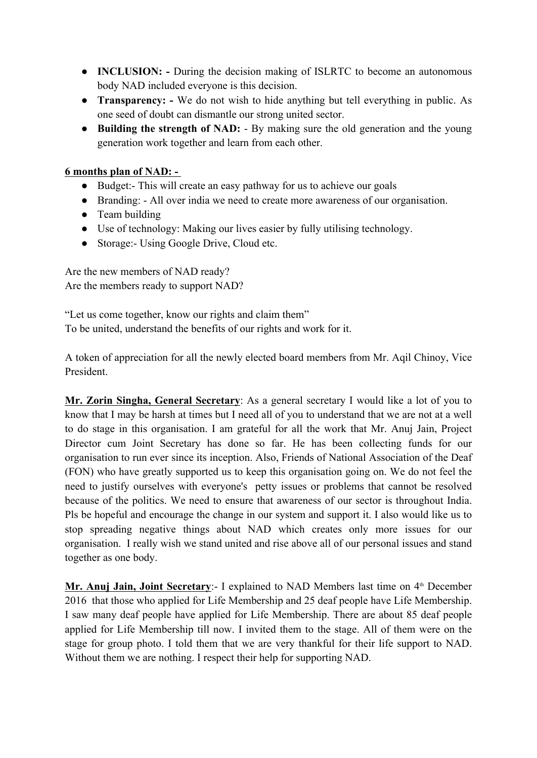- **INCLUSION: -** During the decision making of ISLRTC to become an autonomous body NAD included everyone is this decision.
- **Transparency: -** We do not wish to hide anything but tell everything in public. As one seed of doubt can dismantle our strong united sector.
- **Building the strength of NAD:** - By making sure the old generation and the young generation work together and learn from each other.

**6 months plan of NAD: -**

- Budget:- This will create an easy pathway for us to achieve our goals
- Branding: - All over india we need to create more awareness of our organisation.
- Team building
- Use of technology: Making our lives easier by fully utilising technology.
- Storage:- Using Google Drive, Cloud etc.

Are the new members of NAD ready?
Are the members ready to support NAD?

"Let us come together, know our rights and claim them"
To be united, understand the benefits of our rights and work for it.

A token of appreciation for all the newly elected board members from Mr. Aqil Chinoy, Vice President.

**Mr. Zorin Singha, General Secretary**: As a general secretary I would like a lot of you to know that I may be harsh at times but I need all of you to understand that we are not at a well to do stage in this organisation. I am grateful for all the work that Mr. Anuj Jain, Project Director cum Joint Secretary has done so far. He has been collecting funds for our organisation to run ever since its inception. Also, Friends of National Association of the Deaf (FON) who have greatly supported us to keep this organisation going on. We do not feel the need to justify ourselves with everyone's petty issues or problems that cannot be resolved because of the politics. We need to ensure that awareness of our sector is throughout India. Pls be hopeful and encourage the change in our system and support it. I also would like us to stop spreading negative things about NAD which creates only more issues for our organisation. I really wish we stand united and rise above all of our personal issues and stand together as one body.

**Mr. Anuj Jain, Joint Secretary**:- I explained to NAD Members last time on 4th December 2016 that those who applied for Life Membership and 25 deaf people have Life Membership. I saw many deaf people have applied for Life Membership. There are about 85 deaf people applied for Life Membership till now. I invited them to the stage. All of them were on the stage for group photo. I told them that we are very thankful for their life support to NAD. Without them we are nothing. I respect their help for supporting NAD.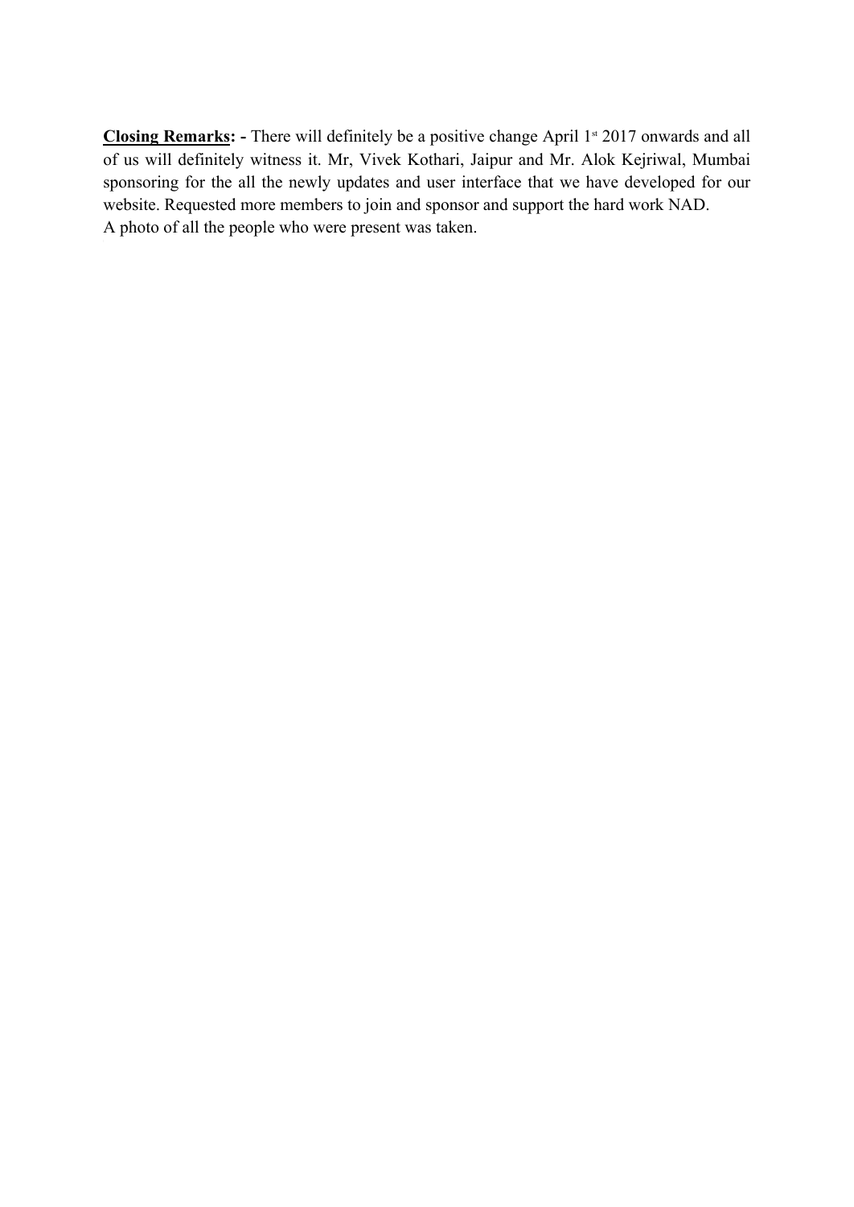**<u>Closing Remarks</u>: -** There will definitely be a positive change April 1st 2017 onwards and all of us will definitely witness it. Mr, Vivek Kothari, Jaipur and Mr. Alok Kejriwal, Mumbai sponsoring for the all the newly updates and user interface that we have developed for our website. Requested more members to join and sponsor and support the hard work NAD.
A photo of all the people who were present was taken.